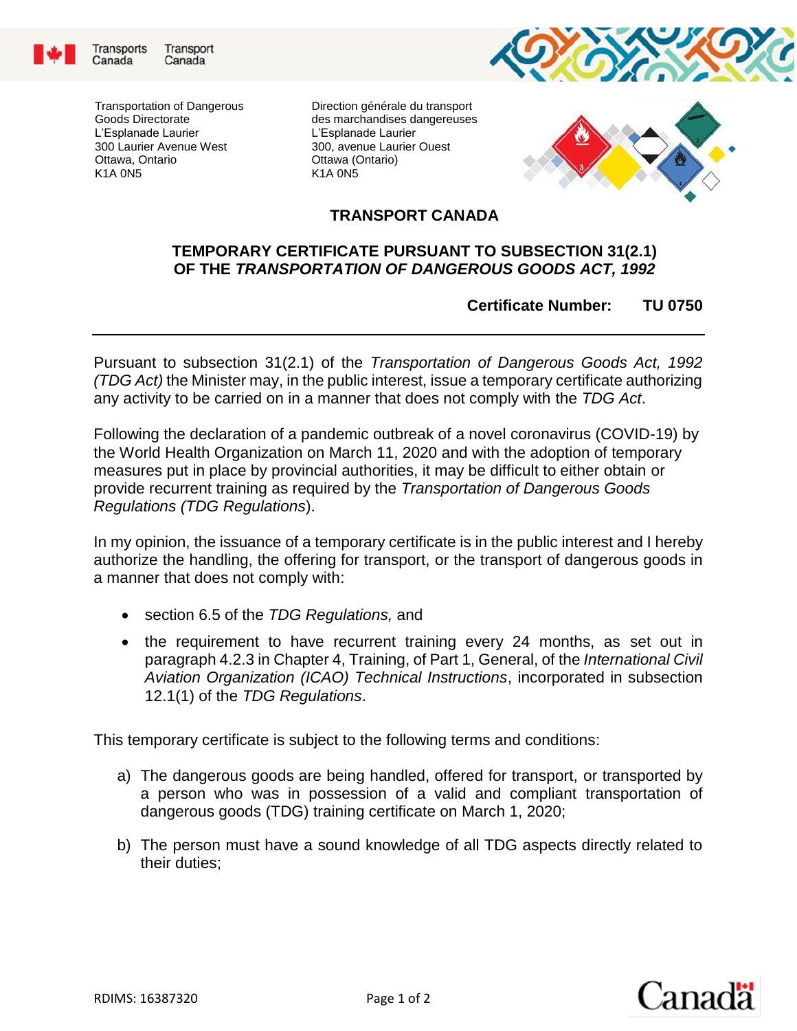Transports Canada Transport Canada

Transportation of Dangerous Goods Directorate
L'Esplanade Laurier
300 Laurier Avenue West
Ottawa, Ontario
K1A 0N5

Direction générale du transport des marchandises dangereuses
L'Esplanade Laurier
300, avenue Laurier Ouest
Ottawa (Ontario)
K1A 0N5

## TRANSPORT CANADA

## TEMPORARY CERTIFICATE PURSUANT TO SUBSECTION 31(2.1) OF THE *TRANSPORTATION OF DANGEROUS GOODS ACT, 1992*

**Certificate Number: TU 0750**

---

Pursuant to subsection 31(2.1) of the *Transportation of Dangerous Goods Act, 1992 (TDG Act)* the Minister may, in the public interest, issue a temporary certificate authorizing any activity to be carried on in a manner that does not comply with the *TDG Act*.

Following the declaration of a pandemic outbreak of a novel coronavirus (COVID-19) by the World Health Organization on March 11, 2020 and with the adoption of temporary measures put in place by provincial authorities, it may be difficult to either obtain or provide recurrent training as required by the *Transportation of Dangerous Goods Regulations (TDG Regulations*).

In my opinion, the issuance of a temporary certificate is in the public interest and I hereby authorize the handling, the offering for transport, or the transport of dangerous goods in a manner that does not comply with:

- section 6.5 of the *TDG Regulations,* and
- the requirement to have recurrent training every 24 months, as set out in paragraph 4.2.3 in Chapter 4, Training, of Part 1, General, of the *International Civil Aviation Organization (ICAO) Technical Instructions*, incorporated in subsection 12.1(1) of the *TDG Regulations*.

This temporary certificate is subject to the following terms and conditions:

a) The dangerous goods are being handled, offered for transport, or transported by a person who was in possession of a valid and compliant transportation of dangerous goods (TDG) training certificate on March 1, 2020;

b) The person must have a sound knowledge of all TDG aspects directly related to their duties;

RDIMS: 16387320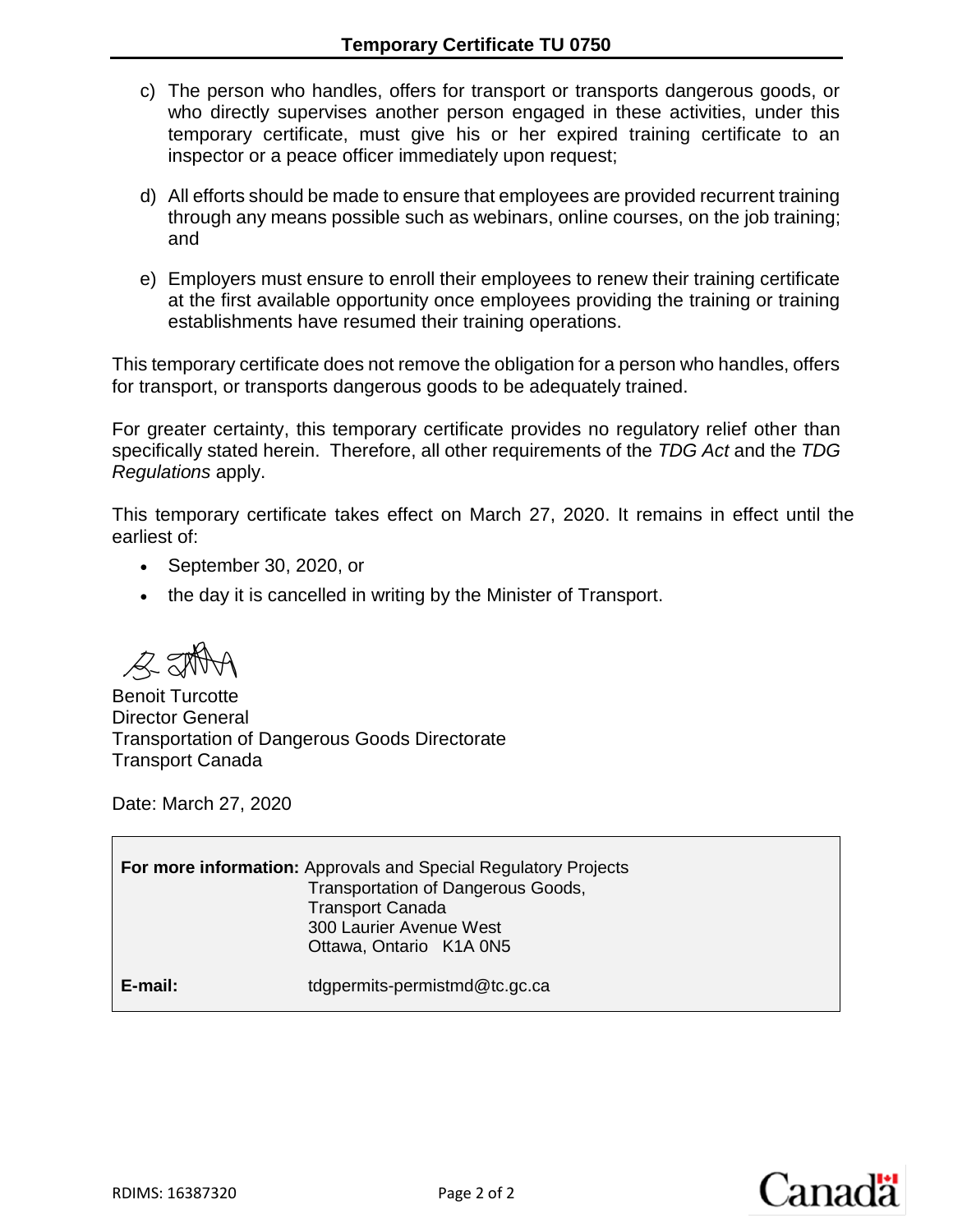c) The person who handles, offers for transport or transports dangerous goods, or who directly supervises another person engaged in these activities, under this temporary certificate, must give his or her expired training certificate to an inspector or a peace officer immediately upon request;

d) All efforts should be made to ensure that employees are provided recurrent training through any means possible such as webinars, online courses, on the job training; and

e) Employers must ensure to enroll their employees to renew their training certificate at the first available opportunity once employees providing the training or training establishments have resumed their training operations.

This temporary certificate does not remove the obligation for a person who handles, offers for transport, or transports dangerous goods to be adequately trained.

For greater certainty, this temporary certificate provides no regulatory relief other than specifically stated herein. Therefore, all other requirements of the *TDG Act* and the *TDG Regulations* apply.

This temporary certificate takes effect on March 27, 2020. It remains in effect until the earliest of:

- September 30, 2020, or
- the day it is cancelled in writing by the Minister of Transport.

Benoit Turcotte
Director General
Transportation of Dangerous Goods Directorate
Transport Canada

Date: March 27, 2020

**For more information:** Approvals and Special Regulatory Projects
Transportation of Dangerous Goods,
Transport Canada
300 Laurier Avenue West
Ottawa, Ontario K1A 0N5

**E-mail:** tdgpermits-permistmd@tc.gc.ca

RDIMS: 16387320